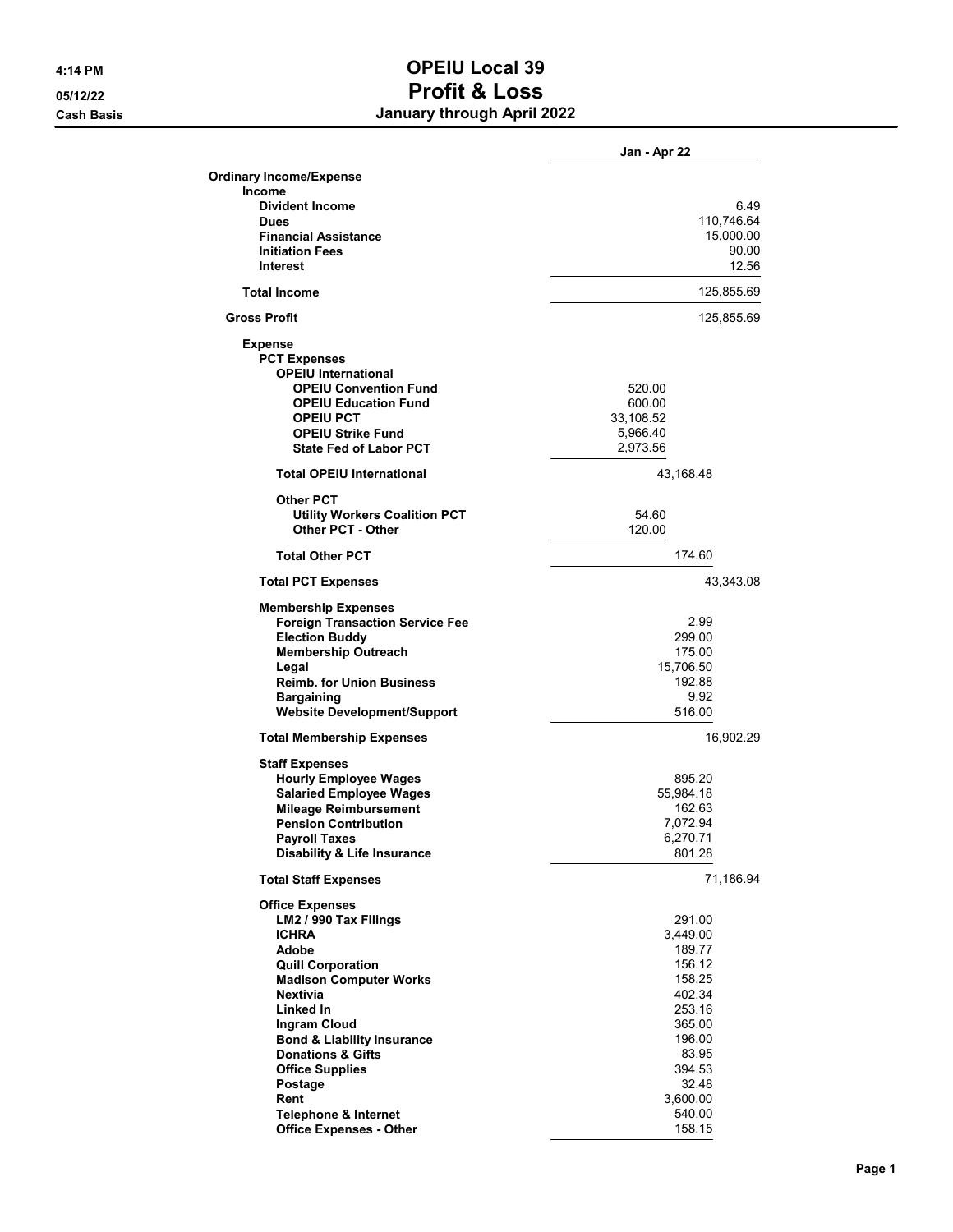# OPEIU Local 39

# Profit & Loss

## January through April 2022

4:14 PM
05/12/22
Cash Basis

| | Jan - Apr 22 | |
|---|---|---|
| **Ordinary Income/Expense** | | |
| **Income** | | |
| **Divident Income** | | 6.49 |
| **Dues** | | 110,746.64 |
| **Financial Assistance** | | 15,000.00 |
| **Initiation Fees** | | 90.00 |
| **Interest** | | 12.56 |
| **Total Income** | | 125,855.69 |
| **Gross Profit** | | 125,855.69 |
| **Expense** | | |
| **PCT Expenses** | | |
| **OPEIU International** | | |
| **OPEIU Convention Fund** | 520.00 | |
| **OPEIU Education Fund** | 600.00 | |
| **OPEIU PCT** | 33,108.52 | |
| **OPEIU Strike Fund** | 5,966.40 | |
| **State Fed of Labor PCT** | 2,973.56 | |
| **Total OPEIU International** | 43,168.48 | |
| **Other PCT** | | |
| **Utility Workers Coalition PCT** | 54.60 | |
| **Other PCT - Other** | 120.00 | |
| **Total Other PCT** | 174.60 | |
| **Total PCT Expenses** | | 43,343.08 |
| **Membership Expenses** | | |
| **Foreign Transaction Service Fee** | 2.99 | |
| **Election Buddy** | 299.00 | |
| **Membership Outreach** | 175.00 | |
| **Legal** | 15,706.50 | |
| **Reimb. for Union Business** | 192.88 | |
| **Bargaining** | 9.92 | |
| **Website Development/Support** | 516.00 | |
| **Total Membership Expenses** | | 16,902.29 |
| **Staff Expenses** | | |
| **Hourly Employee Wages** | 895.20 | |
| **Salaried Employee Wages** | 55,984.18 | |
| **Mileage Reimbursement** | 162.63 | |
| **Pension Contribution** | 7,072.94 | |
| **Payroll Taxes** | 6,270.71 | |
| **Disability & Life Insurance** | 801.28 | |
| **Total Staff Expenses** | | 71,186.94 |
| **Office Expenses** | | |
| **LM2 / 990 Tax Filings** | 291.00 | |
| **ICHRA** | 3,449.00 | |
| **Adobe** | 189.77 | |
| **Quill Corporation** | 156.12 | |
| **Madison Computer Works** | 158.25 | |
| **Nextivia** | 402.34 | |
| **Linked In** | 253.16 | |
| **Ingram Cloud** | 365.00 | |
| **Bond & Liability Insurance** | 196.00 | |
| **Donations & Gifts** | 83.95 | |
| **Office Supplies** | 394.53 | |
| **Postage** | 32.48 | |
| **Rent** | 3,600.00 | |
| **Telephone & Internet** | 540.00 | |
| **Office Expenses - Other** | 158.15 | |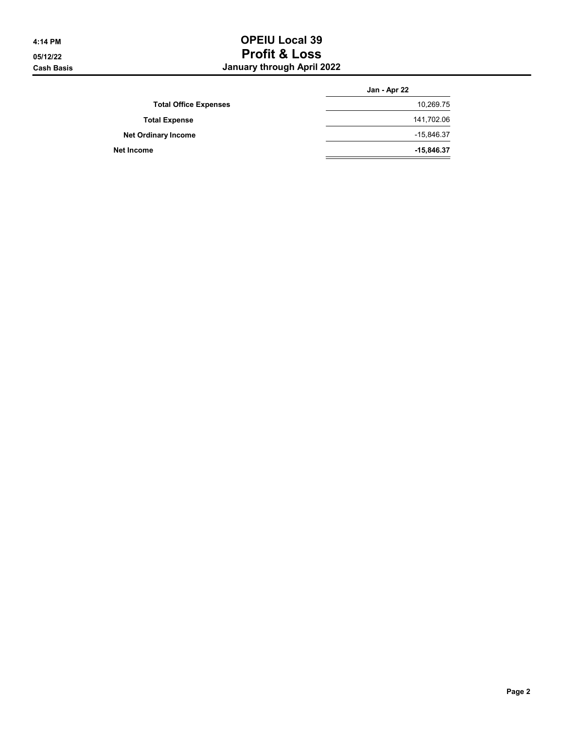# OPEIU Local 39
## Profit & Loss
### January through April 2022

4:14 PM
05/12/22
Cash Basis

| | Jan - Apr 22 |
| --- | --- |
| Total Office Expenses | 10,269.75 |
| Total Expense | 141,702.06 |
| Net Ordinary Income | -15,846.37 |
| **Net Income** | **-15,846.37** |